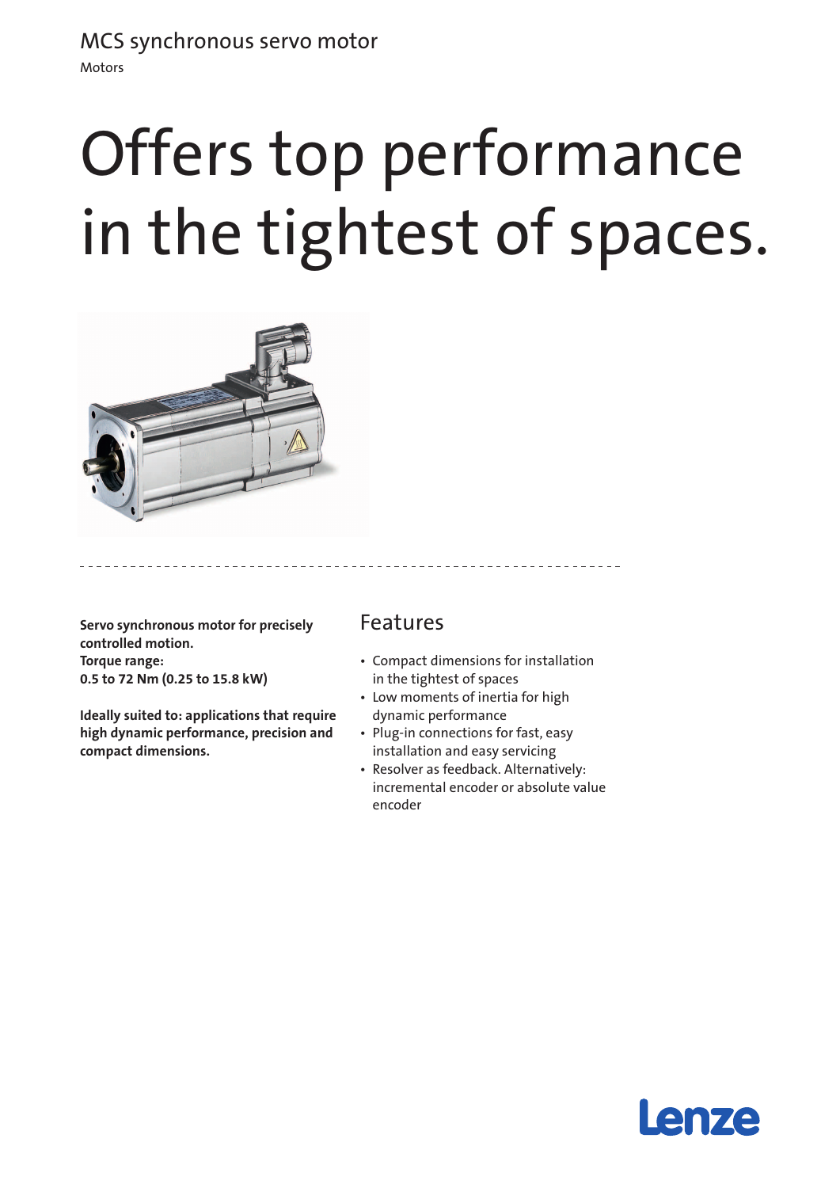MCS synchronous servo motor

Motors

# Offers top performance in the tightest of spaces.

**Servo synchronous motor for precisely controlled motion.**
**Torque range:**
**0.5 to 72 Nm (0.25 to 15.8 kW)**

**Ideally suited to: applications that require high dynamic performance, precision and compact dimensions.**

## Features

- Compact dimensions for installation in the tightest of spaces
- Low moments of inertia for high dynamic performance
- Plug-in connections for fast, easy installation and easy servicing
- Resolver as feedback. Alternatively: incremental encoder or absolute value encoder

Lenze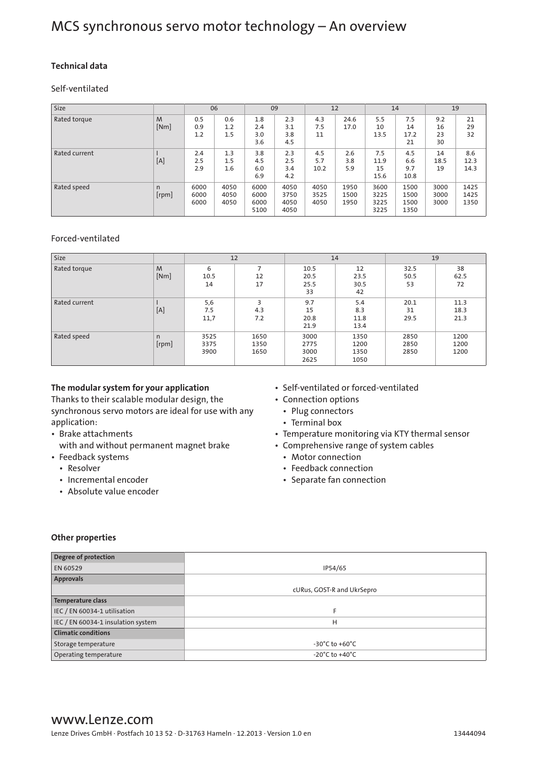# MCS synchronous servo motor technology – An overview

### Technical data

Self-ventilated

| Size | | 06 | | 09 | | 12 | | 14 | | 19 | |
|---|---|---|---|---|---|---|---|---|---|---|---|
| Rated torque | M [Nm] | 0.5 0.9 1.2 | 0.6 1.2 1.5 | 1.8 2.4 3.0 3.6 | 2.3 3.1 3.8 4.5 | 4.3 7.5 11 | 24.6 17.0 | 5.5 10 13.5 | 7.5 14 17.2 21 | 9.2 16 23 30 | 21 29 32 |
| Rated current | I [A] | 2.4 2.5 2.9 | 1.3 1.5 1.6 | 3.8 4.5 6.0 6.9 | 2.3 2.5 3.4 4.2 | 4.5 5.7 10.2 | 2.6 3.8 5.9 | 7.5 11.9 15 15.6 | 4.5 6.6 9.7 10.8 | 14 18.5 19 | 8.6 12.3 14.3 |
| Rated speed | n [rpm] | 6000 6000 6000 | 4050 4050 4050 | 6000 6000 6000 5100 | 4050 3750 4050 4050 | 4050 3525 4050 | 1950 1500 1950 | 3600 3225 3225 3225 | 1500 1500 1500 1350 | 3000 3000 3000 | 1425 1425 1350 |

Forced-ventilated

| Size | | 12 | | 14 | | 19 | |
|---|---|---|---|---|---|---|---|
| Rated torque | M [Nm] | 6 10.5 14 | 7 12 17 | 10.5 20.5 25.5 33 | 12 23.5 30.5 42 | 32.5 50.5 53 | 38 62.5 72 |
| Rated current | I [A] | 5,6 7.5 11,7 | 3 4.3 7.2 | 9.7 15 20.8 21.9 | 5.4 8.3 11.8 13.4 | 20.1 31 29.5 | 11.3 18.3 21.3 |
| Rated speed | n [rpm] | 3525 3375 3900 | 1650 1350 1650 | 3000 2775 3000 2625 | 1350 1200 1350 1050 | 2850 2850 2850 | 1200 1200 1200 |

**The modular system for your application**

Thanks to their scalable modular design, the synchronous servo motors are ideal for use with any application:

- Brake attachments with and without permanent magnet brake
- Feedback systems
  - Resolver
  - Incremental encoder
  - Absolute value encoder
- Self-ventilated or forced-ventilated
- Connection options
  - Plug connectors
  - Terminal box
- Temperature monitoring via KTY thermal sensor
- Comprehensive range of system cables
  - Motor connection
  - Feedback connection
  - Separate fan connection

### Other properties

| | |
|---|---|
| **Degree of protection** | |
| EN 60529 | IP54/65 |
| **Approvals** | |
| | cURus, GOST-R and UkrSepro |
| **Temperature class** | |
| IEC / EN 60034-1 utilisation | F |
| IEC / EN 60034-1 insulation system | H |
| **Climatic conditions** | |
| Storage temperature | -30°C to +60°C |
| Operating temperature | -20°C to +40°C |

www.Lenze.com

Lenze Drives GmbH · Postfach 10 13 52 · D-31763 Hameln · 12.2013 · Version 1.0 en 13444094